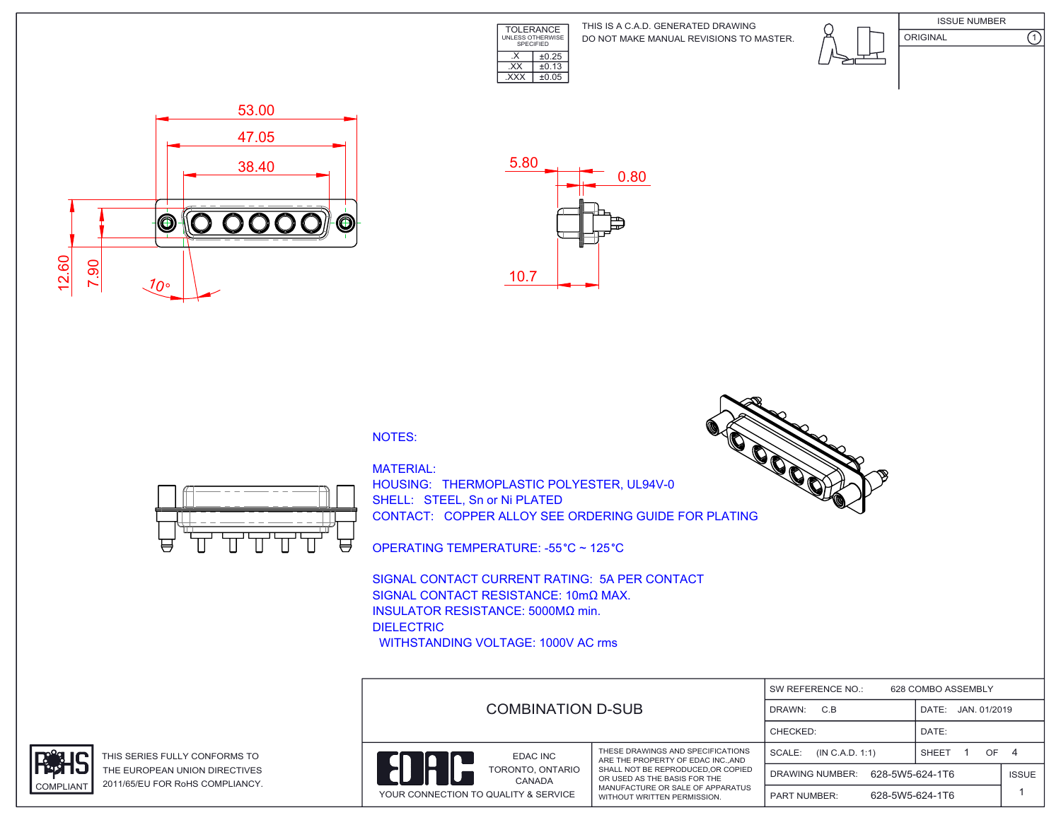| TOLERANCE UNLESS OTHERWISE SPECIFIED | |
|---|---|
| .X | ±0.25 |
| .XX | ±0.13 |
| .XXX | ±0.05 |

THIS IS A C.A.D. GENERATED DRAWING
DO NOT MAKE MANUAL REVISIONS TO MASTER.

| ISSUE NUMBER | |
|---|---|
| ORIGINAL | 1 |

53.00
47.05
38.40
12.60
7.90
10°

5.80
0.80
10.7

NOTES:

MATERIAL:
HOUSING: THERMOPLASTIC POLYESTER, UL94V-0
SHELL: STEEL, Sn or Ni PLATED
CONTACT: COPPER ALLOY SEE ORDERING GUIDE FOR PLATING

OPERATING TEMPERATURE: -55°C ~ 125°C

SIGNAL CONTACT CURRENT RATING: 5A PER CONTACT
SIGNAL CONTACT RESISTANCE: 10mΩ MAX.
INSULATOR RESISTANCE: 5000MΩ min.
DIELECTRIC
WITHSTANDING VOLTAGE: 1000V AC rms

RoHS COMPLIANT

THIS SERIES FULLY CONFORMS TO THE EUROPEAN UNION DIRECTIVES 2011/65/EU FOR RoHS COMPLIANCY.

COMBINATION D-SUB

EDAC INC
TORONTO, ONTARIO
CANADA
YOUR CONNECTION TO QUALITY & SERVICE

THESE DRAWINGS AND SPECIFICATIONS ARE THE PROPERTY OF EDAC INC.,AND SHALL NOT BE REPRODUCED,OR COPIED OR USED AS THE BASIS FOR THE MANUFACTURE OR SALE OF APPARATUS WITHOUT WRITTEN PERMISSION.

| | | |
|---|---|---|
| SW REFERENCE NO.: 628 COMBO ASSEMBLY | | |
| DRAWN: C.B | DATE: JAN. 01/2019 | |
| CHECKED: | DATE: | |
| SCALE: (IN C.A.D. 1:1) | SHEET 1 OF 4 | |
| DRAWING NUMBER: 628-5W5-624-1T6 | | ISSUE |
| PART NUMBER: 628-5W5-624-1T6 | | 1 |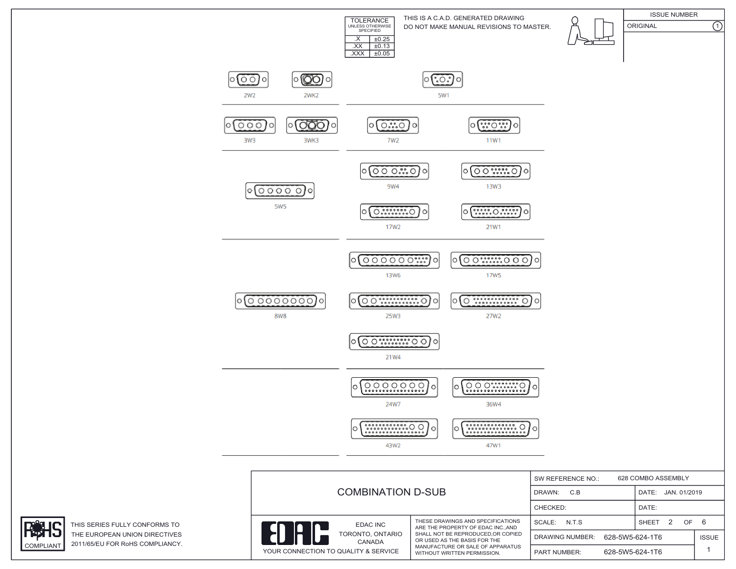| TOLERANCE UNLESS OTHERWISE SPECIFIED | |
|---|---|
| .X | ±0.25 |
| .XX | ±0.13 |
| .XXX | ±0.05 |

THIS IS A C.A.D. GENERATED DRAWING
DO NOT MAKE MANUAL REVISIONS TO MASTER.

| ISSUE NUMBER | |
|---|---|
| ORIGINAL | 1 |

2W2 2WK2 5W1

3W3 3WK3 7W2 11W1

9W4 13W3

5W5

17W2 21W1

13W6 17W5

8W8

25W3 27W2

21W4

24W7 36W4

43W2 47W1

# COMBINATION D-SUB

| SW REFERENCE NO.: 628 COMBO ASSEMBLY | | |
|---|---|---|
| DRAWN: C.B | DATE: JAN. 01/2019 | |
| CHECKED: | DATE: | |
| SCALE: N.T.S | SHEET 2 OF 6 | |
| DRAWING NUMBER: 628-5W5-624-1T6 | | ISSUE |
| PART NUMBER: 628-5W5-624-1T6 | | 1 |

EDAC INC
TORONTO, ONTARIO
CANADA
YOUR CONNECTION TO QUALITY & SERVICE

THESE DRAWINGS AND SPECIFICATIONS ARE THE PROPERTY OF EDAC INC.,AND SHALL NOT BE REPRODUCED,OR COPIED OR USED AS THE BASIS FOR THE MANUFACTURE OR SALE OF APPARATUS WITHOUT WRITTEN PERMISSION.

RoHS COMPLIANT

THIS SERIES FULLY CONFORMS TO THE EUROPEAN UNION DIRECTIVES 2011/65/EU FOR RoHS COMPLIANCY.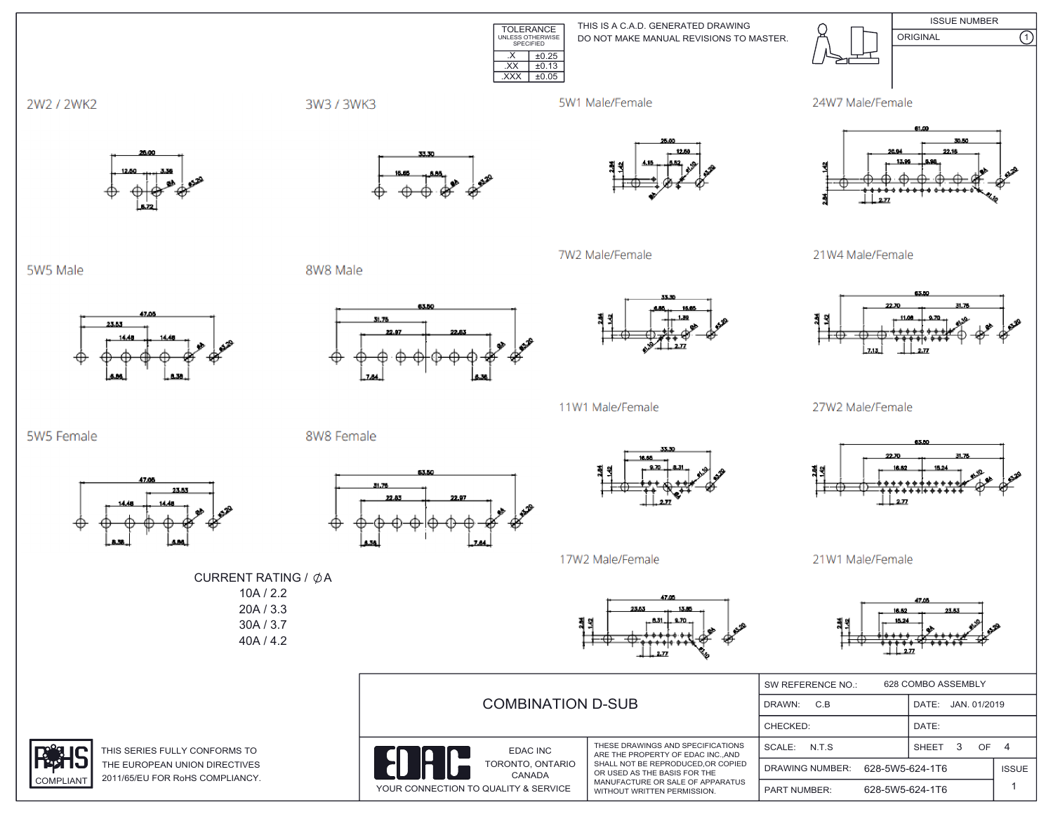| TOLERANCE UNLESS OTHERWISE SPECIFIED | |
|---|---|
| .X | ±0.25 |
| .XX | ±0.13 |
| .XXX | ±0.05 |

THIS IS A C.A.D. GENERATED DRAWING
DO NOT MAKE MANUAL REVISIONS TO MASTER.

| ISSUE NUMBER | |
|---|---|
| ORIGINAL | 1 |

## 2W2 / 2WK2

26.00, 12.50, 3.35, 6.72, ØA, Ø3.20

## 3W3 / 3WK3

33.30, 16.65, 6.86, ØA, Ø3.20

## 5W1 Male/Female

25.00, 12.50, 4.15, 5.52, 2.84, 1.42, ØA, Ø1.10, Ø3.20

## 24W7 Male/Female

61.09, 30.50, 26.94, 22.16, 13.96, 8.98, 1.42, 2.84, 2.77, ØA, Ø3.20, Ø1.10

## 5W5 Male

47.05, 23.53, 14.48, 14.48, 6.86, 8.38, ØA, Ø3.20

## 8W8 Male

63.50, 31.75, 22.97, 22.83, 7.64, 6.38, ØA, Ø3.20

## 7W2 Male/Female

33.30, 6.86, 16.65, 1.39, 2.84, 1.42, 2.77, ØA, Ø1.10, Ø3.20

## 21W4 Male/Female

63.50, 22.70, 31.75, 11.08, 9.70, 2.84, 1.42, 7.13, 2.77, ØA, Ø1.10, Ø3.20

## 5W5 Female

47.05, 23.53, 14.48, 14.48, 8.38, 6.86, ØA, Ø3.20

## 8W8 Female

63.50, 31.75, 22.83, 22.97, 6.38, 7.64, ØA, Ø3.20

## 11W1 Male/Female

33.30, 16.65, 9.70, 8.31, 2.84, 1.42, 2.77, Ø1.10, Ø3.20

## 27W2 Male/Female

63.50, 22.70, 31.75, 16.62, 15.24, 2.84, 1.42, 2.77, Ø1.10, ØA, Ø3.20

CURRENT RATING / ØA
10A / 2.2
20A / 3.3
30A / 3.7
40A / 4.2

## 17W2 Male/Female

47.05, 23.53, 13.85, 8.31, 9.70, 2.84, 1.42, 2.77, ØA, Ø3.20, Ø1.10

## 21W1 Male/Female

47.05, 16.62, 23.53, 15.24, 2.84, 1.42, 2.77, ØA, Ø1.10, Ø3.20

RoHS COMPLIANT

THIS SERIES FULLY CONFORMS TO THE EUROPEAN UNION DIRECTIVES 2011/65/EU FOR RoHS COMPLIANCY.

COMBINATION D-SUB

EDAC
EDAC INC
TORONTO, ONTARIO
CANADA
YOUR CONNECTION TO QUALITY & SERVICE

THESE DRAWINGS AND SPECIFICATIONS ARE THE PROPERTY OF EDAC INC.,AND SHALL NOT BE REPRODUCED,OR COPIED OR USED AS THE BASIS FOR THE MANUFACTURE OR SALE OF APPARATUS WITHOUT WRITTEN PERMISSION.

| SW REFERENCE NO.: 628 COMBO ASSEMBLY | |
|---|---|
| DRAWN: C.B | DATE: JAN. 01/2019 |
| CHECKED: | DATE: |
| SCALE: N.T.S | SHEET 3 OF 4 |
| DRAWING NUMBER: 628-5W5-624-1T6 | ISSUE |
| PART NUMBER: 628-5W5-624-1T6 | 1 |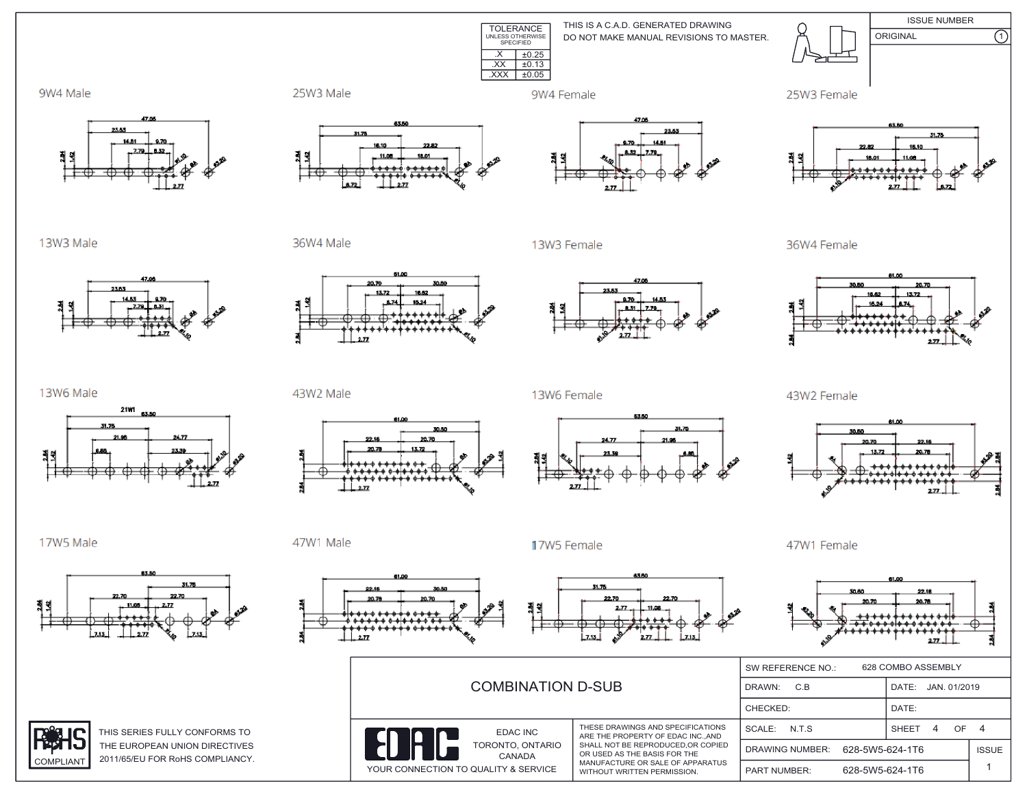| TOLERANCE UNLESS OTHERWISE SPECIFIED | |
|---|---|
| .X | ±0.25 |
| .XX | ±0.13 |
| .XXX | ±0.05 |

THIS IS A C.A.D. GENERATED DRAWING
DO NOT MAKE MANUAL REVISIONS TO MASTER.

| ISSUE NUMBER | |
|---|---|
| ORIGINAL | 1 |

9W4 Male

47.05
23.53
14.81
9.70
7.79
8.32
2.84
1.42
ø1.10
ø4
ø3.20
2.77

25W3 Male

63.50
31.75
16.10
22.82
11.08
18.01
2.84
1.42
6.72
2.77
ø4
ø3.20
ø1.10

9W4 Female

47.05
23.53
9.70
14.81
8.32
7.79
2.84
1.42
ø1.10
ø4
ø3.20
2.77

25W3 Female

63.50
31.75
22.82
16.10
18.01
11.08
2.84
1.42
ø1.10
ø4
ø3.20
2.77
6.72

13W3 Male

47.05
23.53
14.53
9.70
7.79
8.31
2.84
1.42
ø4
ø3.20
2.77
ø1.10

36W4 Male

61.00
20.70
30.50
13.72
16.62
8.74
15.24
2.84
1.42
2.84
ø4
ø3.20
2.77
ø1.10

13W3 Female

47.05
23.53
9.70
14.53
8.31
7.79
2.84
1.42
ø1.10
2.77
ø4
ø3.20

36W4 Female

61.00
30.50
20.70
16.62
13.72
15.24
8.74
2.84
1.42
2.84
ø4
ø3.20
2.77
ø1.10

13W6 Male

21W1
63.50
31.75
21.95
24.77
6.85
23.39
2.84
1.42
ø4
ø1.10
ø3.20
2.77

43W2 Male

61.00
30.50
22.16
20.70
20.78
13.72
2.84
1.42
2.84
ø4
ø3.20
2.77
ø1.10

13W6 Female

63.50
31.75
24.77
21.95
23.39
6.85
2.84
1.42
ø1.10
2.77
ø4
ø3.20

43W2 Female

61.00
30.50
20.70
22.16
13.72
20.78
1.42
2.84
ø4
ø3.20
ø1.10
2.77

17W5 Male

63.50
31.75
22.70
22.70
11.08
2.77
2.84
1.42
7.13
2.77
7.13
ø1.10
ø4
ø3.20

47W1 Male

61.00
22.16
30.50
20.78
20.70
2.84
1.42
2.84
ø4
ø3.20
2.77
ø1.10

17W5 Female

63.50
31.75
22.70
22.70
2.77
11.08
2.84
1.42
7.13
ø1.10
2.77
7.13
ø4
ø3.20

47W1 Female

61.00
30.50
22.16
20.70
20.78
1.42
2.84
ø3.20
ø4
ø1.10
2.77

RoHS COMPLIANT

THIS SERIES FULLY CONFORMS TO THE EUROPEAN UNION DIRECTIVES 2011/65/EU FOR RoHS COMPLIANCY.

COMBINATION D-SUB

EDAC

EDAC INC
TORONTO, ONTARIO
CANADA
YOUR CONNECTION TO QUALITY & SERVICE

THESE DRAWINGS AND SPECIFICATIONS ARE THE PROPERTY OF EDAC INC.,AND SHALL NOT BE REPRODUCED,OR COPIED OR USED AS THE BASIS FOR THE MANUFACTURE OR SALE OF APPARATUS WITHOUT WRITTEN PERMISSION.

| | | | |
|---|---|---|---|
| SW REFERENCE NO.: | 628 COMBO ASSEMBLY | | |
| DRAWN: C.B | | DATE: JAN. 01/2019 | |
| CHECKED: | | DATE: | |
| SCALE: N.T.S | | SHEET 4 OF 4 | |
| DRAWING NUMBER: | 628-5W5-624-1T6 | | ISSUE |
| PART NUMBER: | 628-5W5-624-1T6 | | 1 |